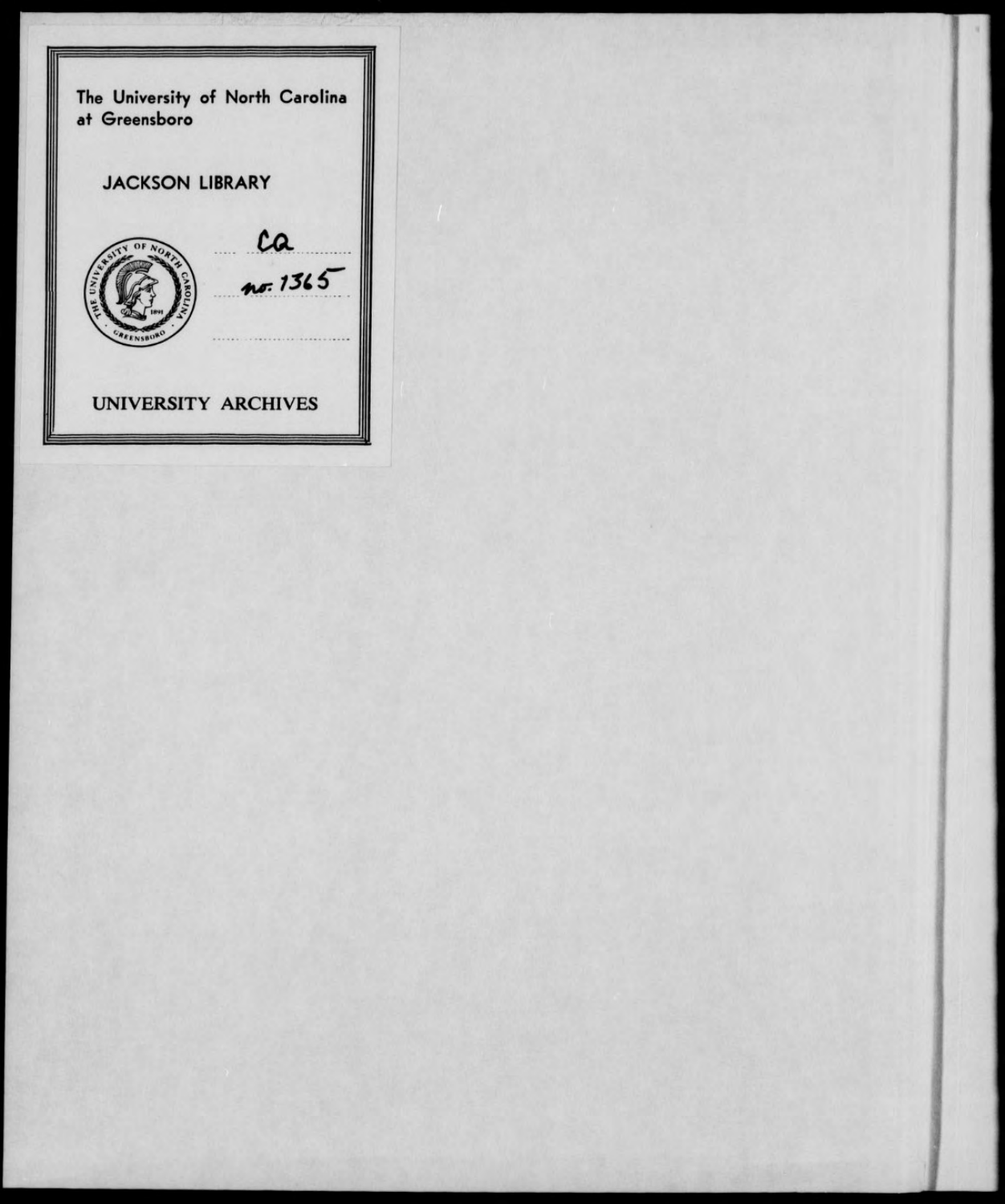The University of North Carolina at Greensboro

JACKSON LIBRARY

CQ

no. 1365

UNIVERSITY ARCHIVES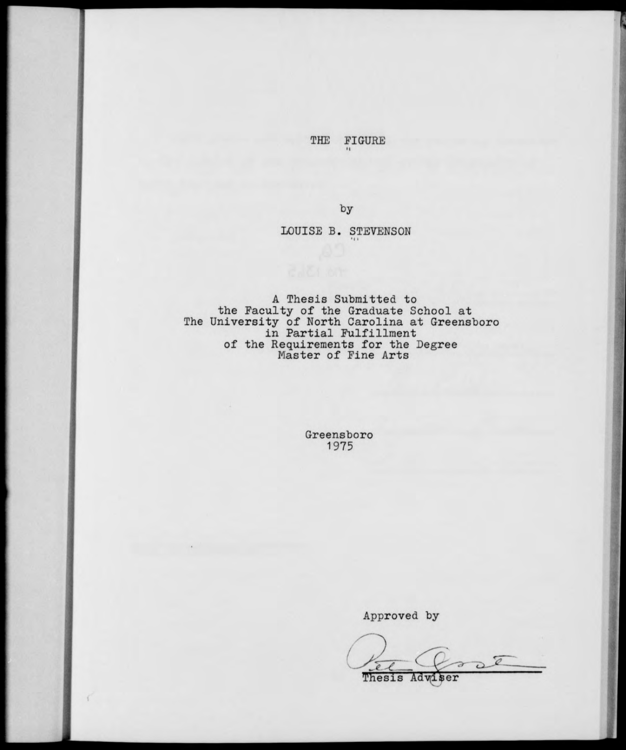# THE FIGURE

by

LOUISE B. STEVENSON

A Thesis Submitted to
the Faculty of the Graduate School at
The University of North Carolina at Greensboro
in Partial Fulfillment
of the Requirements for the Degree
Master of Fine Arts

Greensboro
1975

Approved by

Thesis Adviser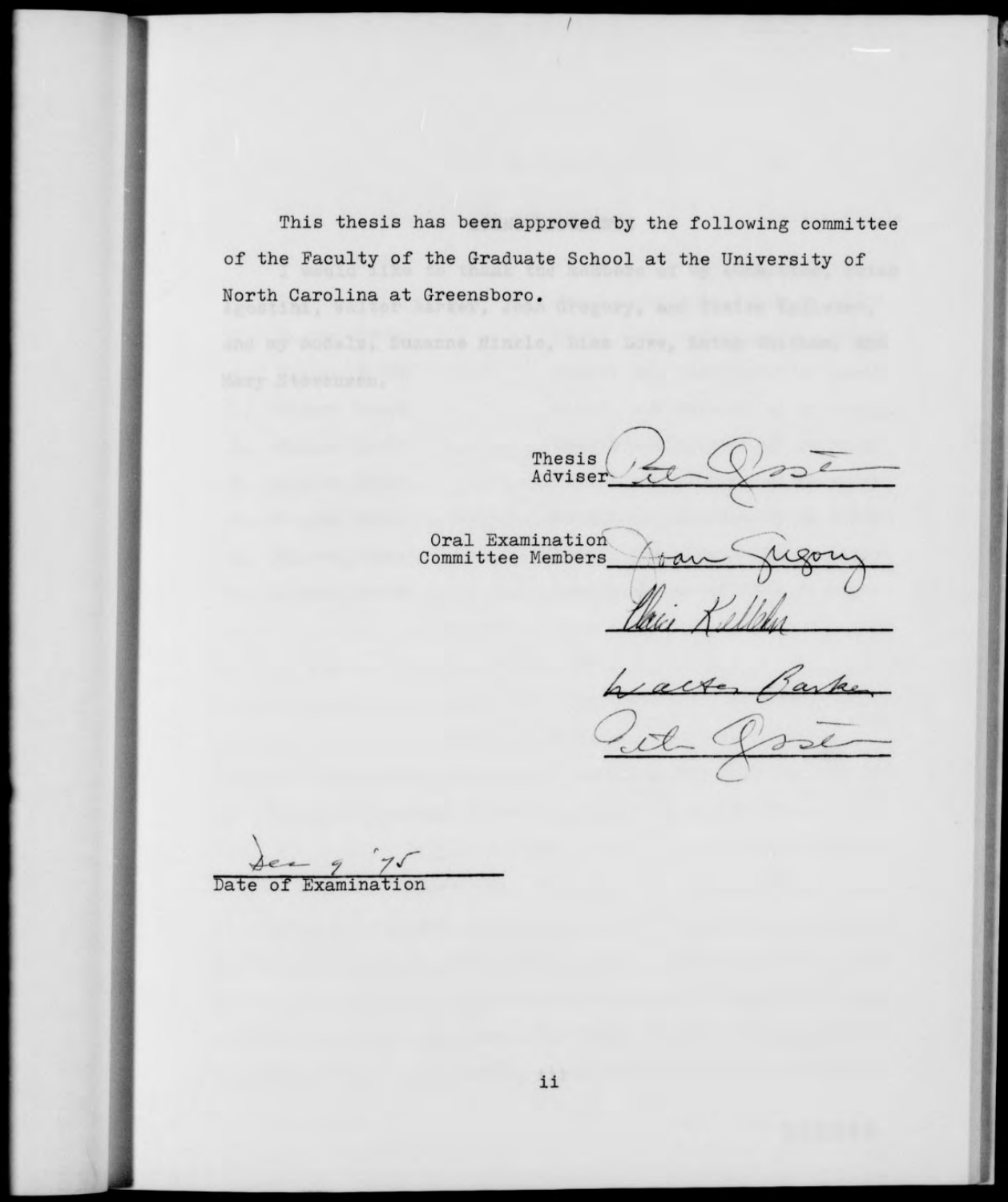This thesis has been approved by the following committee of the Faculty of the Graduate School at the University of North Carolina at Greensboro.

Thesis Adviser: Peter Agostini

Oral Examination Committee Members: Joan Gregory

Elaine Kelleher

Walter Barker

Peter Agostini

Dec 9 '75

Date of Examination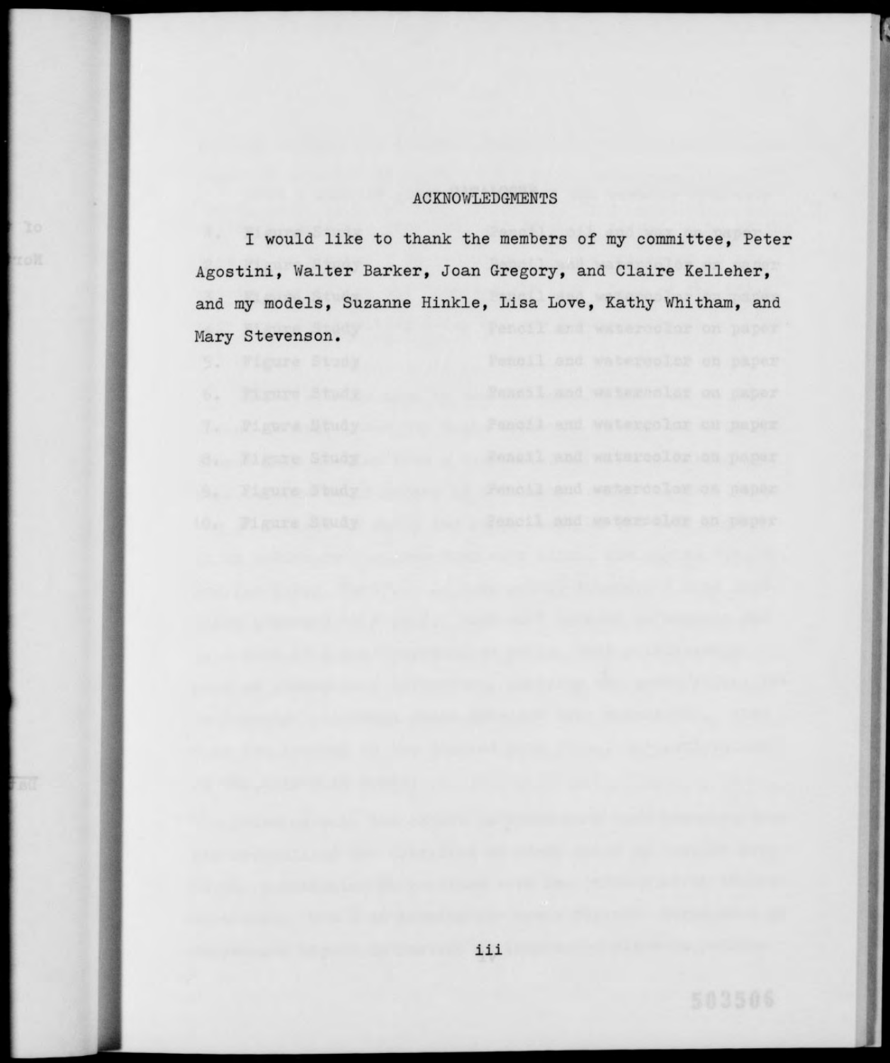## ACKNOWLEDGMENTS

I would like to thank the members of my committee, Peter Agostini, Walter Barker, Joan Gregory, and Claire Kelleher, and my models, Suzanne Hinkle, Lisa Love, Kathy Whitham, and Mary Stevenson.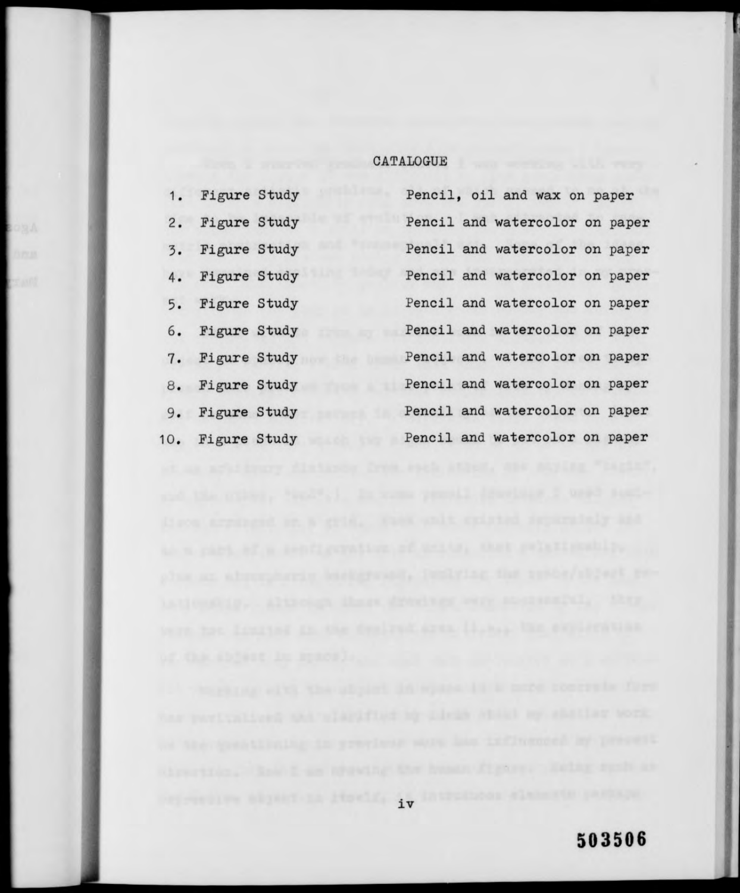# CATALOGUE

| | | |
|---|---|---|
| 1. | Figure Study | Pencil, oil and wax on paper |
| 2. | Figure Study | Pencil and watercolor on paper |
| 3. | Figure Study | Pencil and watercolor on paper |
| 4. | Figure Study | Pencil and watercolor on paper |
| 5. | Figure Study | Pencil and watercolor on paper |
| 6. | Figure Study | Pencil and watercolor on paper |
| 7. | Figure Study | Pencil and watercolor on paper |
| 8. | Figure Study | Pencil and watercolor on paper |
| 9. | Figure Study | Pencil and watercolor on paper |
| 10. | Figure Study | Pencil and watercolor on paper |

503506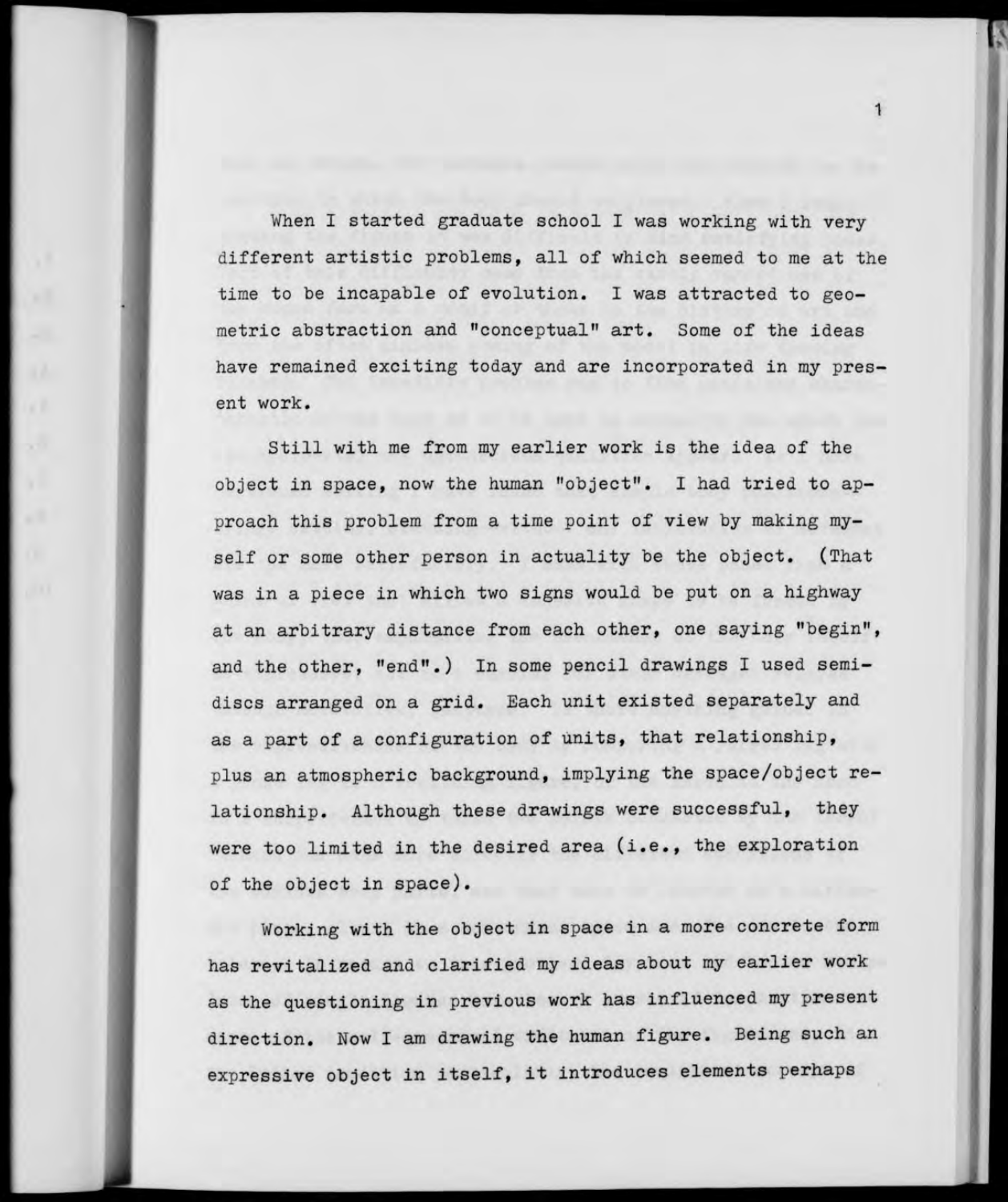When I started graduate school I was working with very different artistic problems, all of which seemed to me at the time to be incapable of evolution. I was attracted to geometric abstraction and "conceptual" art. Some of the ideas have remained exciting today and are incorporated in my present work.

Still with me from my earlier work is the idea of the object in space, now the human "object". I had tried to approach this problem from a time point of view by making myself or some other person in actuality be the object. (That was in a piece in which two signs would be put on a highway at an arbitrary distance from each other, one saying "begin", and the other, "end".) In some pencil drawings I used semidiscs arranged on a grid. Each unit existed separately and as a part of a configuration of units, that relationship, plus an atmospheric background, implying the space/object relationship. Although these drawings were successful, they were too limited in the desired area (i.e., the exploration of the object in space).

Working with the object in space in a more concrete form has revitalized and clarified my ideas about my earlier work as the questioning in previous work has influenced my present direction. Now I am drawing the human figure. Being such an expressive object in itself, it introduces elements perhaps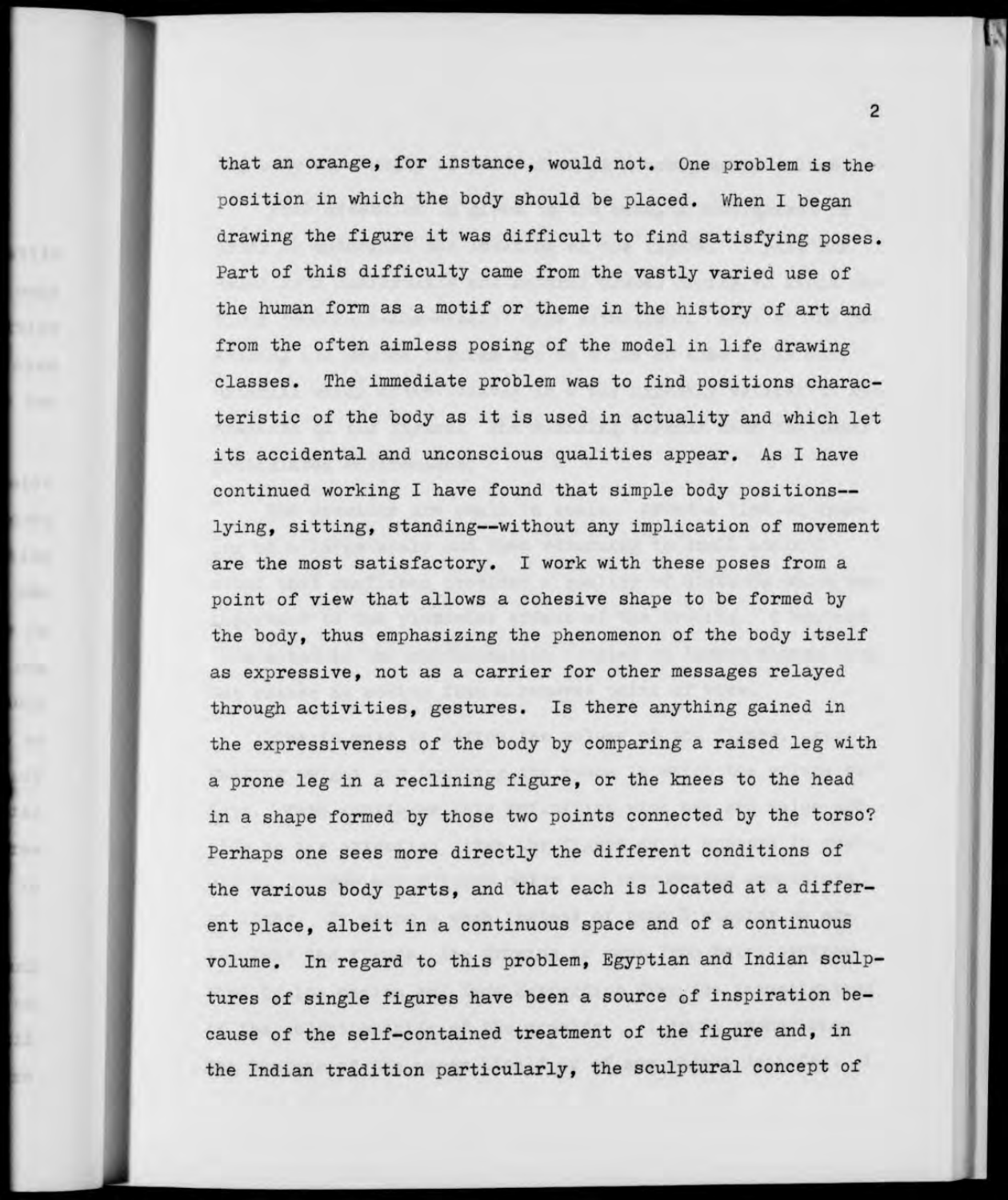that an orange, for instance, would not. One problem is the position in which the body should be placed. When I began drawing the figure it was difficult to find satisfying poses. Part of this difficulty came from the vastly varied use of the human form as a motif or theme in the history of art and from the often aimless posing of the model in life drawing classes. The immediate problem was to find positions characteristic of the body as it is used in actuality and which let its accidental and unconscious qualities appear. As I have continued working I have found that simple body positions--lying, sitting, standing--without any implication of movement are the most satisfactory. I work with these poses from a point of view that allows a cohesive shape to be formed by the body, thus emphasizing the phenomenon of the body itself as expressive, not as a carrier for other messages relayed through activities, gestures. Is there anything gained in the expressiveness of the body by comparing a raised leg with a prone leg in a reclining figure, or the knees to the head in a shape formed by those two points connected by the torso? Perhaps one sees more directly the different conditions of the various body parts, and that each is located at a different place, albeit in a continuous space and of a continuous volume. In regard to this problem, Egyptian and Indian sculptures of single figures have been a source of inspiration because of the self-contained treatment of the figure and, in the Indian tradition particularly, the sculptural concept of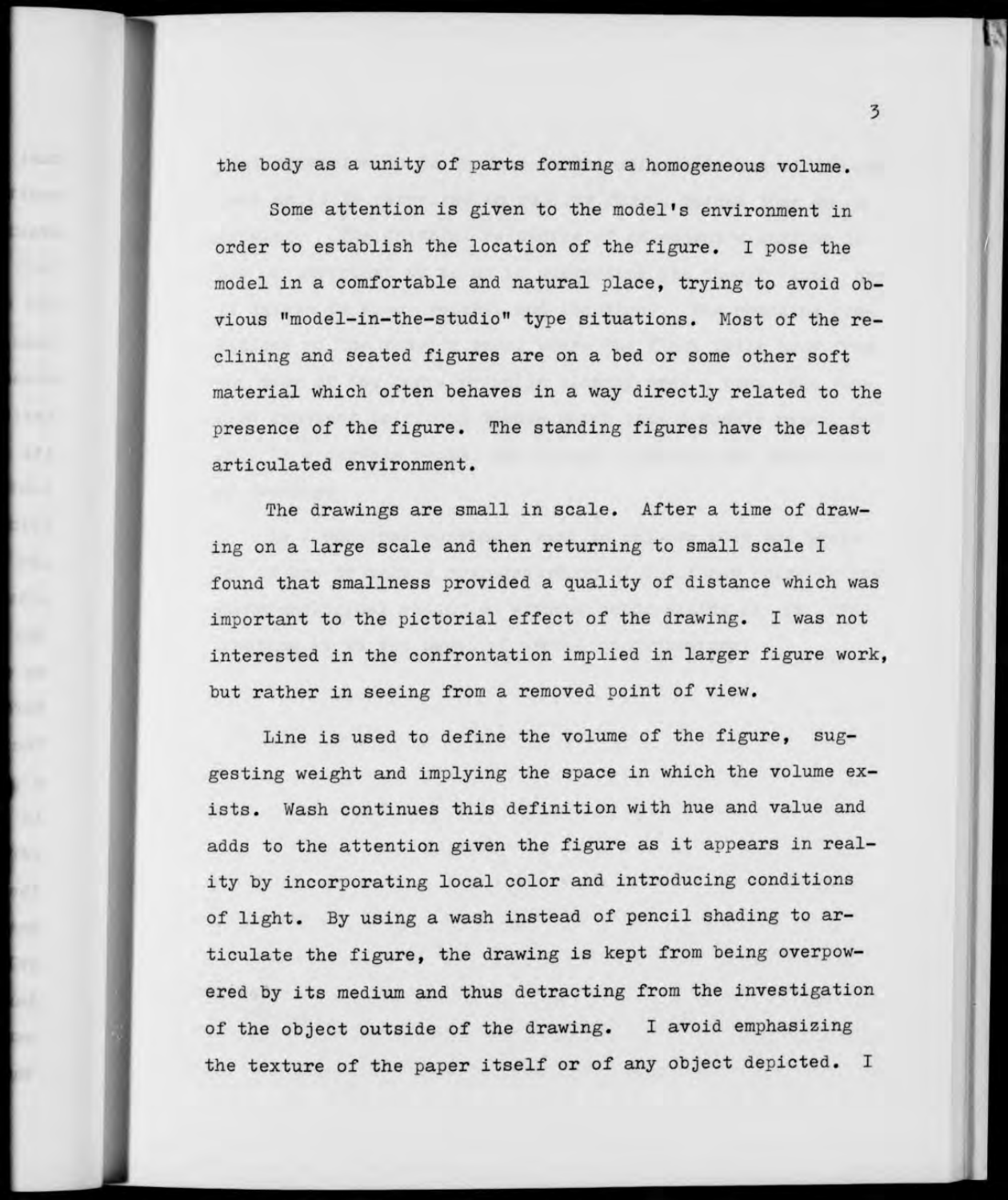the body as a unity of parts forming a homogeneous volume.

Some attention is given to the model's environment in order to establish the location of the figure. I pose the model in a comfortable and natural place, trying to avoid obvious "model-in-the-studio" type situations. Most of the reclining and seated figures are on a bed or some other soft material which often behaves in a way directly related to the presence of the figure. The standing figures have the least articulated environment.

The drawings are small in scale. After a time of drawing on a large scale and then returning to small scale I found that smallness provided a quality of distance which was important to the pictorial effect of the drawing. I was not interested in the confrontation implied in larger figure work, but rather in seeing from a removed point of view.

Line is used to define the volume of the figure, suggesting weight and implying the space in which the volume exists. Wash continues this definition with hue and value and adds to the attention given the figure as it appears in reality by incorporating local color and introducing conditions of light. By using a wash instead of pencil shading to articulate the figure, the drawing is kept from being overpowered by its medium and thus detracting from the investigation of the object outside of the drawing. I avoid emphasizing the texture of the paper itself or of any object depicted. I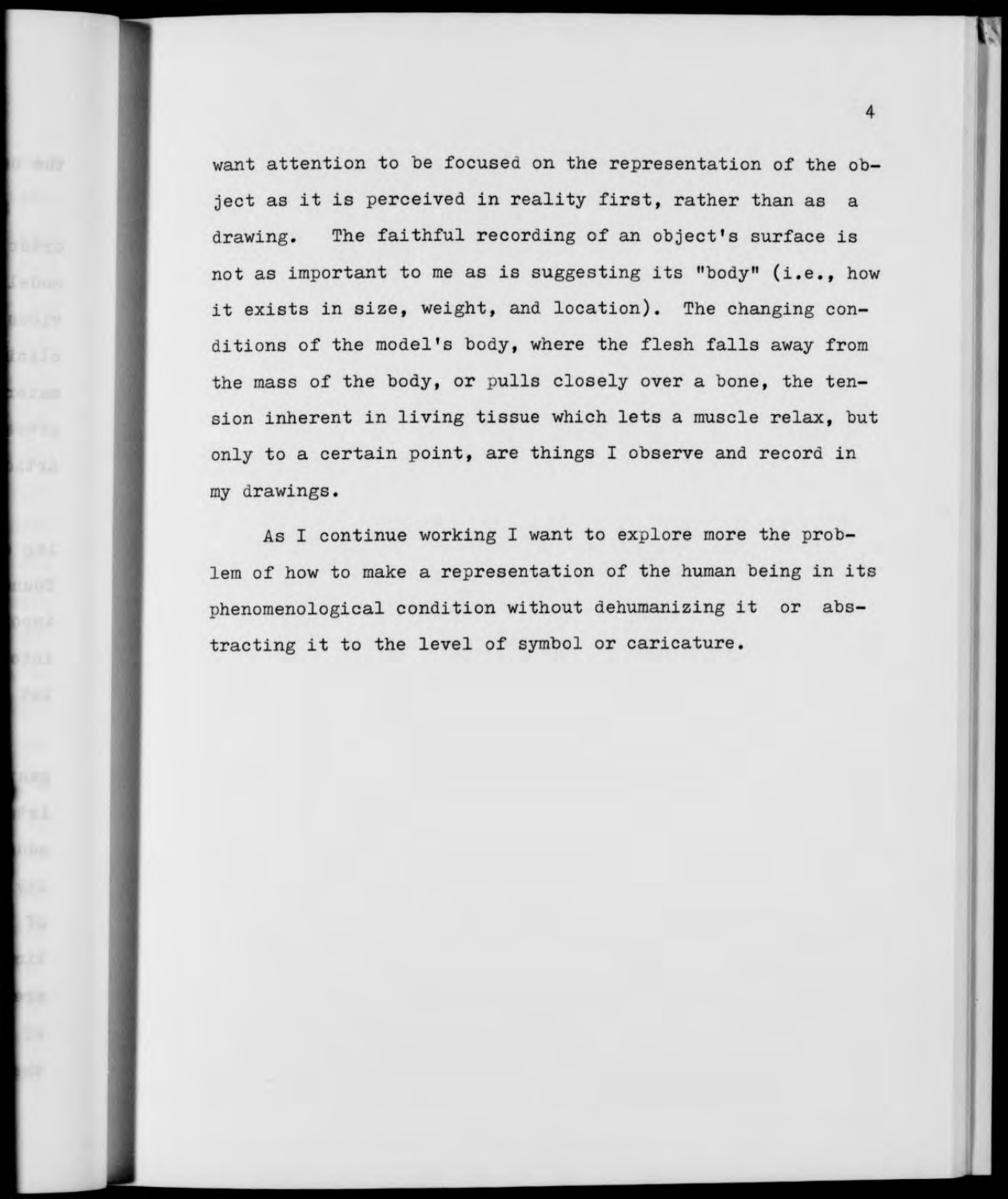want attention to be focused on the representation of the object as it is perceived in reality first, rather than as a drawing. The faithful recording of an object's surface is not as important to me as is suggesting its "body" (i.e., how it exists in size, weight, and location). The changing conditions of the model's body, where the flesh falls away from the mass of the body, or pulls closely over a bone, the tension inherent in living tissue which lets a muscle relax, but only to a certain point, are things I observe and record in my drawings.

As I continue working I want to explore more the problem of how to make a representation of the human being in its phenomenological condition without dehumanizing it or abstracting it to the level of symbol or caricature.